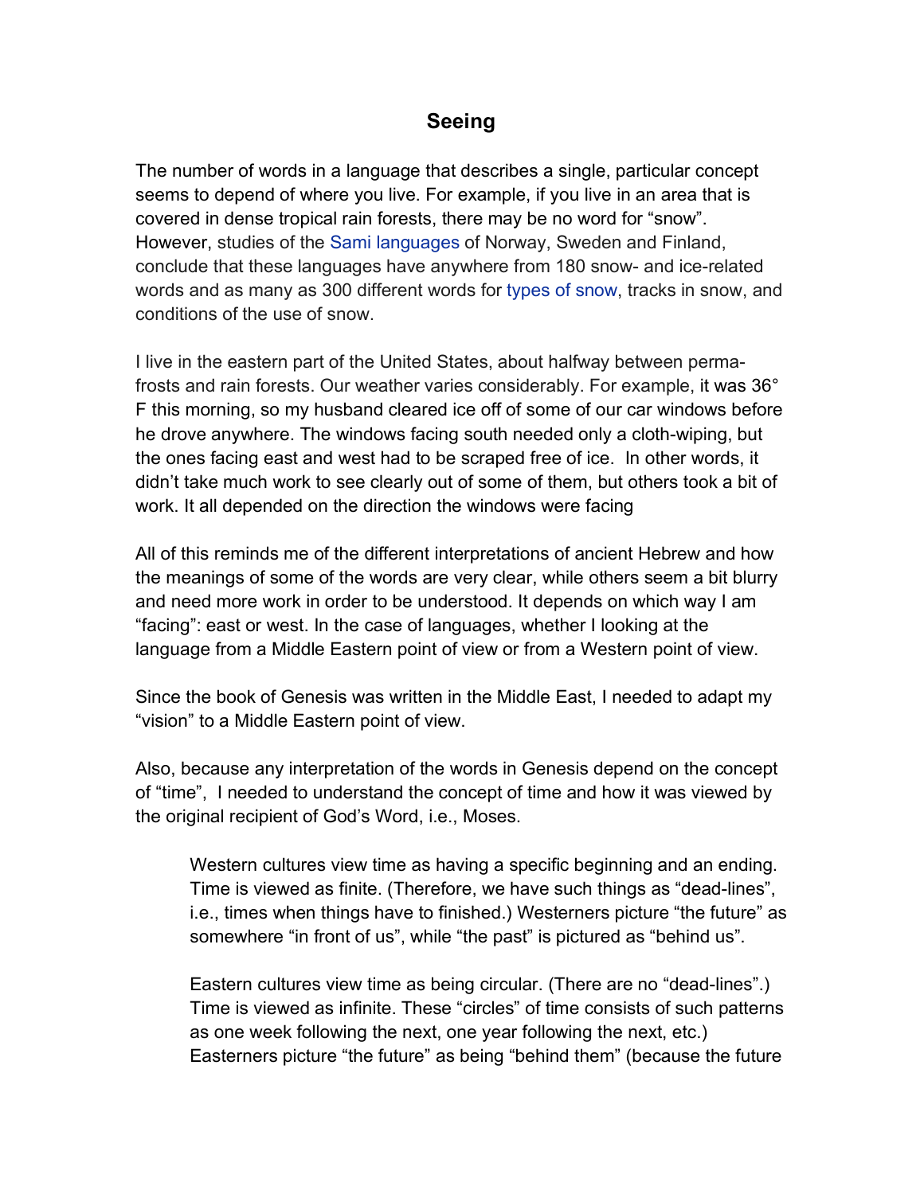# Seeing

The number of words in a language that describes a single, particular concept seems to depend of where you live. For example, if you live in an area that is covered in dense tropical rain forests, there may be no word for "snow". However, studies of the Sami languages of Norway, Sweden and Finland, conclude that these languages have anywhere from 180 snow- and ice-related words and as many as 300 different words for types of snow, tracks in snow, and conditions of the use of snow.

I live in the eastern part of the United States, about halfway between perma-frosts and rain forests. Our weather varies considerably. For example, it was 36° F this morning, so my husband cleared ice off of some of our car windows before he drove anywhere. The windows facing south needed only a cloth-wiping, but the ones facing east and west had to be scraped free of ice. In other words, it didn't take much work to see clearly out of some of them, but others took a bit of work. It all depended on the direction the windows were facing

All of this reminds me of the different interpretations of ancient Hebrew and how the meanings of some of the words are very clear, while others seem a bit blurry and need more work in order to be understood. It depends on which way I am "facing": east or west. In the case of languages, whether I looking at the language from a Middle Eastern point of view or from a Western point of view.

Since the book of Genesis was written in the Middle East, I needed to adapt my "vision" to a Middle Eastern point of view.

Also, because any interpretation of the words in Genesis depend on the concept of "time", I needed to understand the concept of time and how it was viewed by the original recipient of God's Word, i.e., Moses.

> Western cultures view time as having a specific beginning and an ending. Time is viewed as finite. (Therefore, we have such things as "dead-lines", i.e., times when things have to finished.) Westerners picture "the future" as somewhere "in front of us", while "the past" is pictured as "behind us".
>
> Eastern cultures view time as being circular. (There are no "dead-lines".) Time is viewed as infinite. These "circles" of time consists of such patterns as one week following the next, one year following the next, etc.) Easterners picture "the future" as being "behind them" (because the future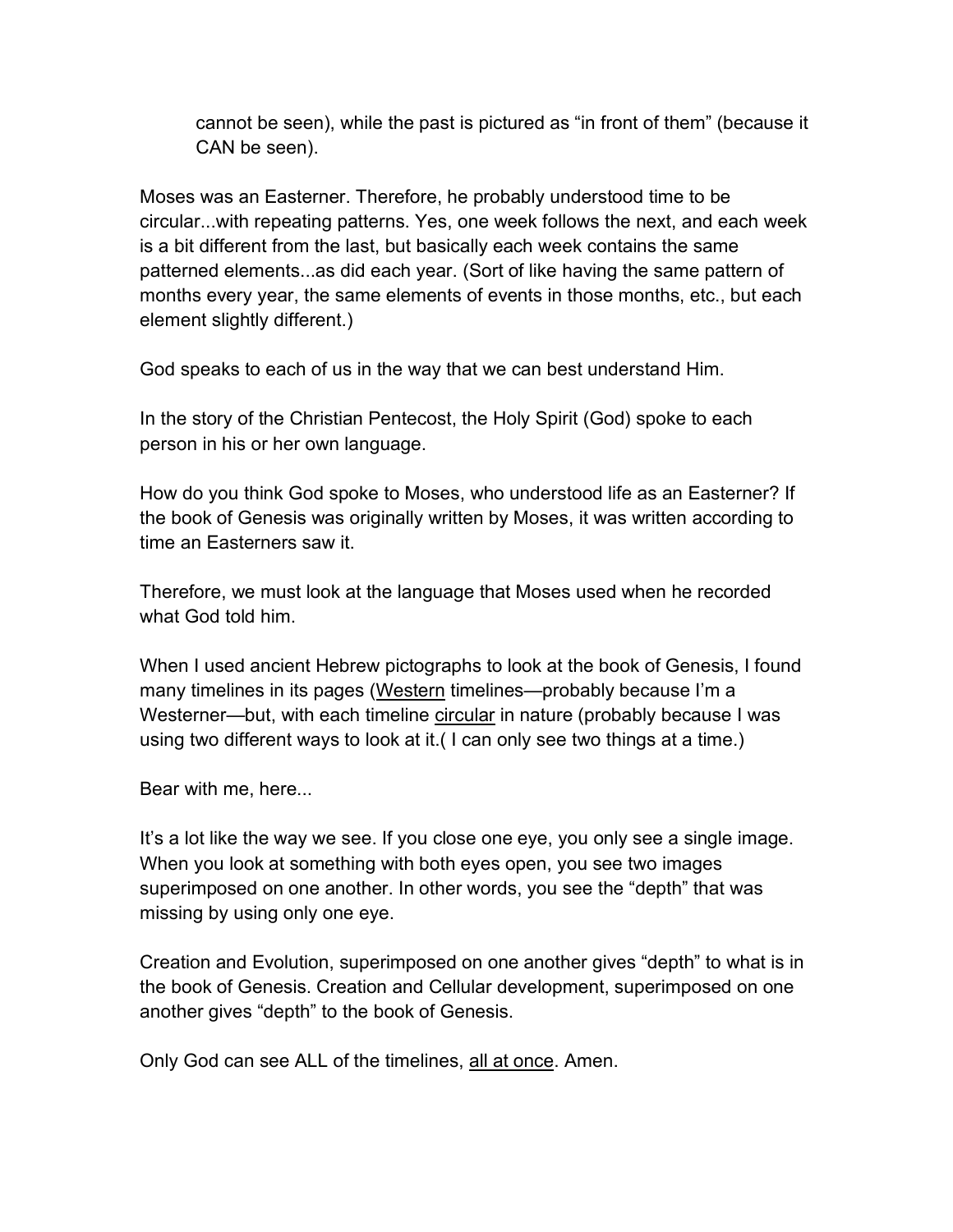cannot be seen), while the past is pictured as "in front of them" (because it CAN be seen).

Moses was an Easterner. Therefore, he probably understood time to be circular...with repeating patterns. Yes, one week follows the next, and each week is a bit different from the last, but basically each week contains the same patterned elements...as did each year. (Sort of like having the same pattern of months every year, the same elements of events in those months, etc., but each element slightly different.)

God speaks to each of us in the way that we can best understand Him.

In the story of the Christian Pentecost, the Holy Spirit (God) spoke to each person in his or her own language.

How do you think God spoke to Moses, who understood life as an Easterner? If the book of Genesis was originally written by Moses, it was written according to time an Easterners saw it.

Therefore, we must look at the language that Moses used when he recorded what God told him.

When I used ancient Hebrew pictographs to look at the book of Genesis, I found many timelines in its pages (<u>Western</u> timelines—probably because I'm a Westerner—but, with each timeline <u>circular</u> in nature (probably because I was using two different ways to look at it.( I can only see two things at a time.)

Bear with me, here...

It's a lot like the way we see. If you close one eye, you only see a single image. When you look at something with both eyes open, you see two images superimposed on one another. In other words, you see the "depth" that was missing by using only one eye.

Creation and Evolution, superimposed on one another gives "depth" to what is in the book of Genesis. Creation and Cellular development, superimposed on one another gives "depth" to the book of Genesis.

Only God can see ALL of the timelines, <u>all at once</u>. Amen.